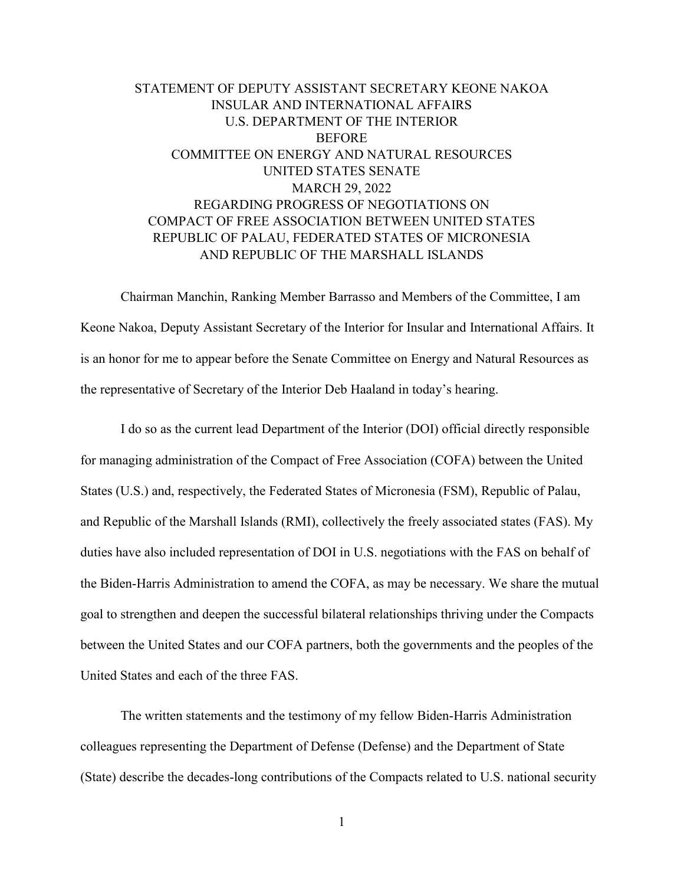# STATEMENT OF DEPUTY ASSISTANT SECRETARY KEONE NAKOA INSULAR AND INTERNATIONAL AFFAIRS U.S. DEPARTMENT OF THE INTERIOR BEFORE COMMITTEE ON ENERGY AND NATURAL RESOURCES UNITED STATES SENATE MARCH 29, 2022 REGARDING PROGRESS OF NEGOTIATIONS ON COMPACT OF FREE ASSOCIATION BETWEEN UNITED STATES REPUBLIC OF PALAU, FEDERATED STATES OF MICRONESIA AND REPUBLIC OF THE MARSHALL ISLANDS

Chairman Manchin, Ranking Member Barrasso and Members of the Committee, I am Keone Nakoa, Deputy Assistant Secretary of the Interior for Insular and International Affairs. It is an honor for me to appear before the Senate Committee on Energy and Natural Resources as the representative of Secretary of the Interior Deb Haaland in today's hearing.

I do so as the current lead Department of the Interior (DOI) official directly responsible for managing administration of the Compact of Free Association (COFA) between the United States (U.S.) and, respectively, the Federated States of Micronesia (FSM), Republic of Palau, and Republic of the Marshall Islands (RMI), collectively the freely associated states (FAS). My duties have also included representation of DOI in U.S. negotiations with the FAS on behalf of the Biden-Harris Administration to amend the COFA, as may be necessary. We share the mutual goal to strengthen and deepen the successful bilateral relationships thriving under the Compacts between the United States and our COFA partners, both the governments and the peoples of the United States and each of the three FAS.

The written statements and the testimony of my fellow Biden-Harris Administration colleagues representing the Department of Defense (Defense) and the Department of State (State) describe the decades-long contributions of the Compacts related to U.S. national security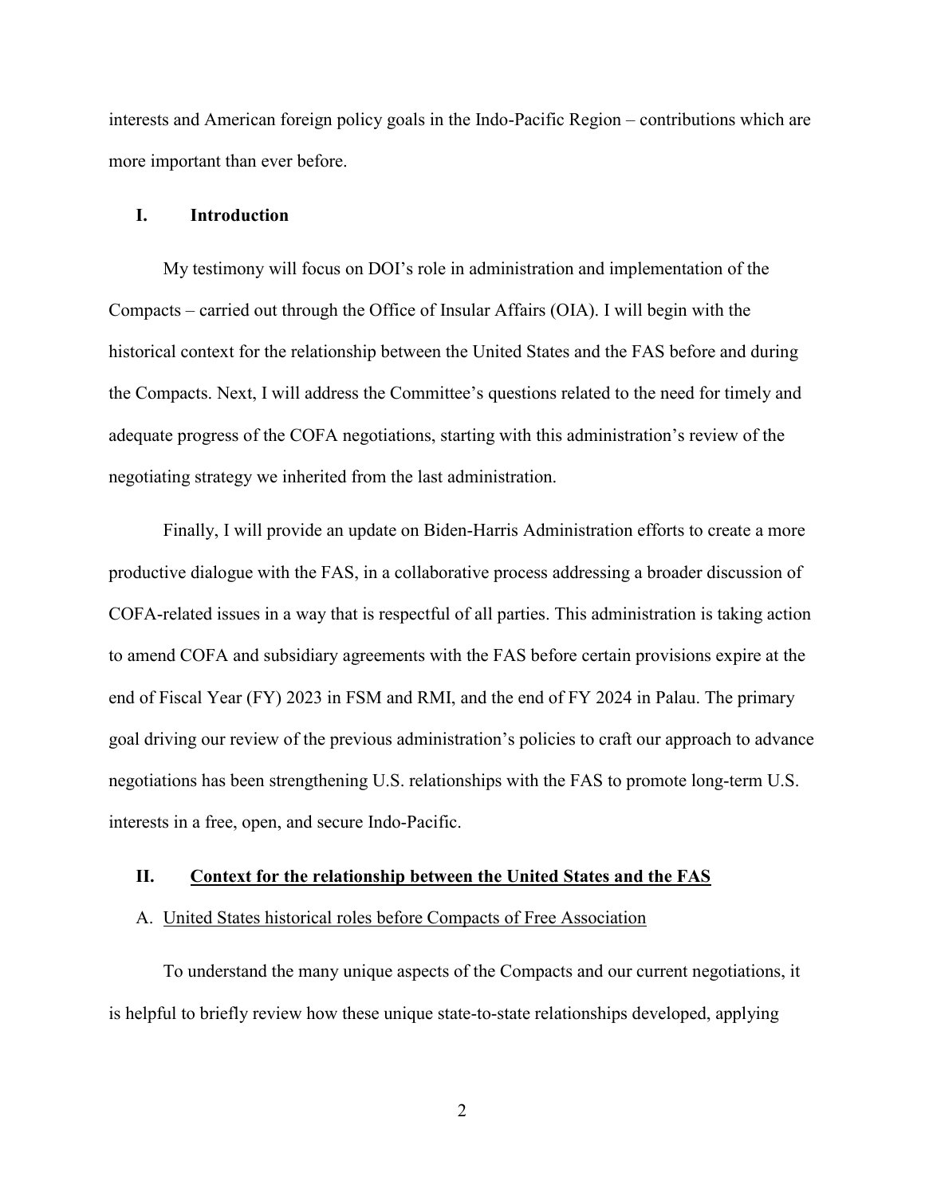interests and American foreign policy goals in the Indo-Pacific Region – contributions which are more important than ever before.

## I. Introduction

My testimony will focus on DOI's role in administration and implementation of the Compacts – carried out through the Office of Insular Affairs (OIA). I will begin with the historical context for the relationship between the United States and the FAS before and during the Compacts. Next, I will address the Committee's questions related to the need for timely and adequate progress of the COFA negotiations, starting with this administration's review of the negotiating strategy we inherited from the last administration.

Finally, I will provide an update on Biden-Harris Administration efforts to create a more productive dialogue with the FAS, in a collaborative process addressing a broader discussion of COFA-related issues in a way that is respectful of all parties. This administration is taking action to amend COFA and subsidiary agreements with the FAS before certain provisions expire at the end of Fiscal Year (FY) 2023 in FSM and RMI, and the end of FY 2024 in Palau. The primary goal driving our review of the previous administration's policies to craft our approach to advance negotiations has been strengthening U.S. relationships with the FAS to promote long-term U.S. interests in a free, open, and secure Indo-Pacific.

## II. Context for the relationship between the United States and the FAS

### A. United States historical roles before Compacts of Free Association

To understand the many unique aspects of the Compacts and our current negotiations, it is helpful to briefly review how these unique state-to-state relationships developed, applying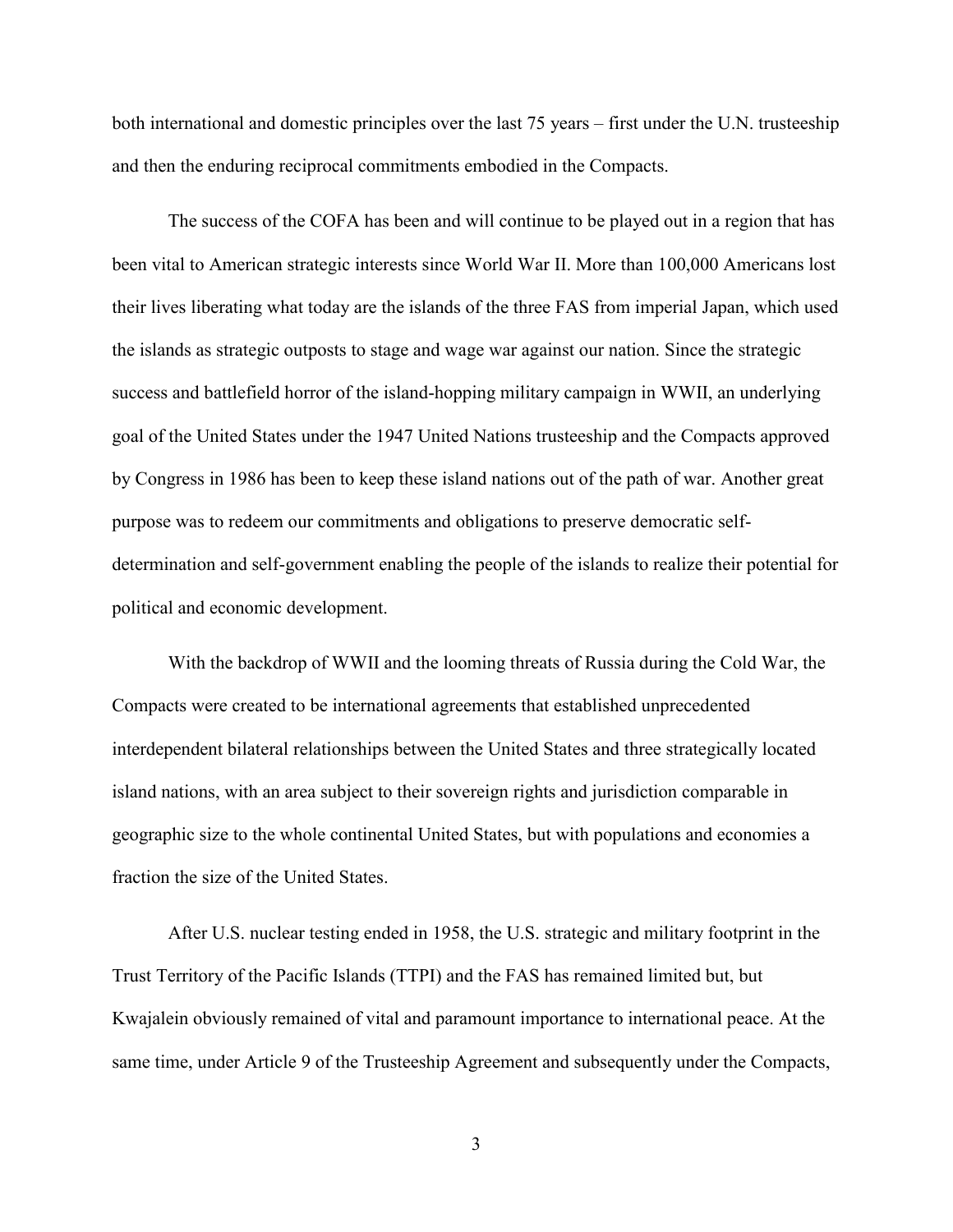both international and domestic principles over the last 75 years – first under the U.N. trusteeship and then the enduring reciprocal commitments embodied in the Compacts.

The success of the COFA has been and will continue to be played out in a region that has been vital to American strategic interests since World War II. More than 100,000 Americans lost their lives liberating what today are the islands of the three FAS from imperial Japan, which used the islands as strategic outposts to stage and wage war against our nation. Since the strategic success and battlefield horror of the island-hopping military campaign in WWII, an underlying goal of the United States under the 1947 United Nations trusteeship and the Compacts approved by Congress in 1986 has been to keep these island nations out of the path of war. Another great purpose was to redeem our commitments and obligations to preserve democratic self-determination and self-government enabling the people of the islands to realize their potential for political and economic development.

With the backdrop of WWII and the looming threats of Russia during the Cold War, the Compacts were created to be international agreements that established unprecedented interdependent bilateral relationships between the United States and three strategically located island nations, with an area subject to their sovereign rights and jurisdiction comparable in geographic size to the whole continental United States, but with populations and economies a fraction the size of the United States.

After U.S. nuclear testing ended in 1958, the U.S. strategic and military footprint in the Trust Territory of the Pacific Islands (TTPI) and the FAS has remained limited but, but Kwajalein obviously remained of vital and paramount importance to international peace. At the same time, under Article 9 of the Trusteeship Agreement and subsequently under the Compacts,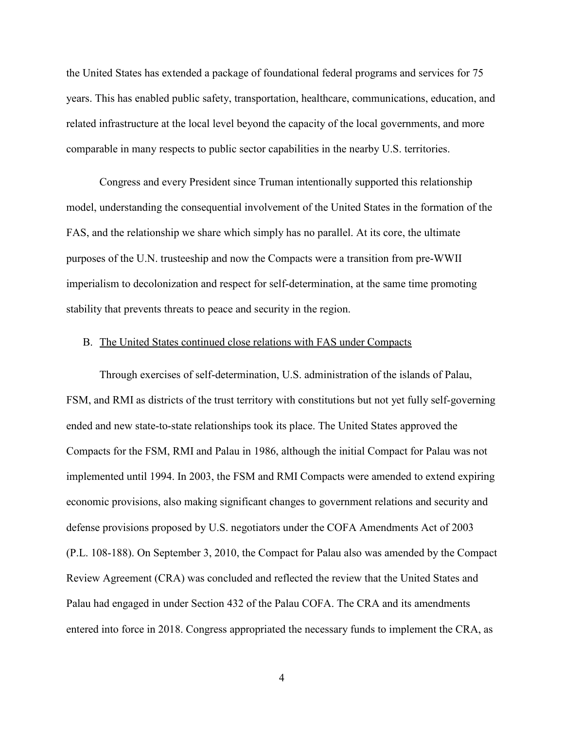the United States has extended a package of foundational federal programs and services for 75 years. This has enabled public safety, transportation, healthcare, communications, education, and related infrastructure at the local level beyond the capacity of the local governments, and more comparable in many respects to public sector capabilities in the nearby U.S. territories.

Congress and every President since Truman intentionally supported this relationship model, understanding the consequential involvement of the United States in the formation of the FAS, and the relationship we share which simply has no parallel. At its core, the ultimate purposes of the U.N. trusteeship and now the Compacts were a transition from pre-WWII imperialism to decolonization and respect for self-determination, at the same time promoting stability that prevents threats to peace and security in the region.

B. <u>The United States continued close relations with FAS under Compacts</u>

Through exercises of self-determination, U.S. administration of the islands of Palau, FSM, and RMI as districts of the trust territory with constitutions but not yet fully self-governing ended and new state-to-state relationships took its place. The United States approved the Compacts for the FSM, RMI and Palau in 1986, although the initial Compact for Palau was not implemented until 1994. In 2003, the FSM and RMI Compacts were amended to extend expiring economic provisions, also making significant changes to government relations and security and defense provisions proposed by U.S. negotiators under the COFA Amendments Act of 2003 (P.L. 108-188). On September 3, 2010, the Compact for Palau also was amended by the Compact Review Agreement (CRA) was concluded and reflected the review that the United States and Palau had engaged in under Section 432 of the Palau COFA. The CRA and its amendments entered into force in 2018. Congress appropriated the necessary funds to implement the CRA, as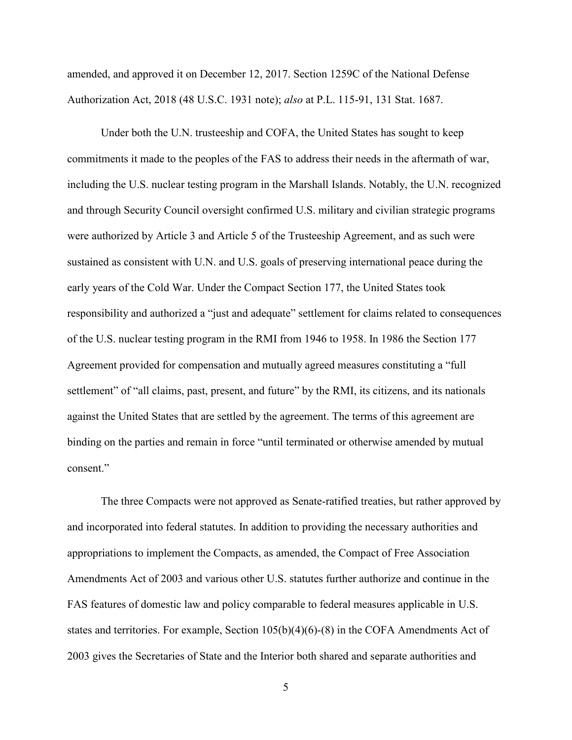amended, and approved it on December 12, 2017. Section 1259C of the National Defense Authorization Act, 2018 (48 U.S.C. 1931 note); *also* at P.L. 115-91, 131 Stat. 1687.

Under both the U.N. trusteeship and COFA, the United States has sought to keep commitments it made to the peoples of the FAS to address their needs in the aftermath of war, including the U.S. nuclear testing program in the Marshall Islands. Notably, the U.N. recognized and through Security Council oversight confirmed U.S. military and civilian strategic programs were authorized by Article 3 and Article 5 of the Trusteeship Agreement, and as such were sustained as consistent with U.N. and U.S. goals of preserving international peace during the early years of the Cold War. Under the Compact Section 177, the United States took responsibility and authorized a "just and adequate" settlement for claims related to consequences of the U.S. nuclear testing program in the RMI from 1946 to 1958. In 1986 the Section 177 Agreement provided for compensation and mutually agreed measures constituting a "full settlement" of "all claims, past, present, and future" by the RMI, its citizens, and its nationals against the United States that are settled by the agreement. The terms of this agreement are binding on the parties and remain in force "until terminated or otherwise amended by mutual consent."

The three Compacts were not approved as Senate-ratified treaties, but rather approved by and incorporated into federal statutes. In addition to providing the necessary authorities and appropriations to implement the Compacts, as amended, the Compact of Free Association Amendments Act of 2003 and various other U.S. statutes further authorize and continue in the FAS features of domestic law and policy comparable to federal measures applicable in U.S. states and territories. For example, Section 105(b)(4)(6)-(8) in the COFA Amendments Act of 2003 gives the Secretaries of State and the Interior both shared and separate authorities and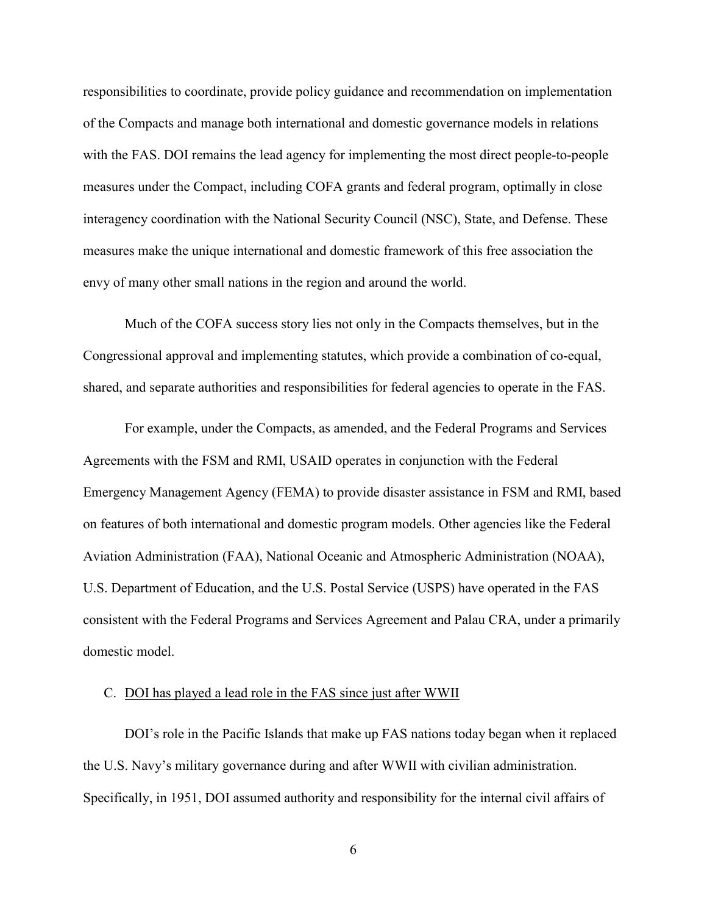responsibilities to coordinate, provide policy guidance and recommendation on implementation of the Compacts and manage both international and domestic governance models in relations with the FAS. DOI remains the lead agency for implementing the most direct people-to-people measures under the Compact, including COFA grants and federal program, optimally in close interagency coordination with the National Security Council (NSC), State, and Defense. These measures make the unique international and domestic framework of this free association the envy of many other small nations in the region and around the world.

Much of the COFA success story lies not only in the Compacts themselves, but in the Congressional approval and implementing statutes, which provide a combination of co-equal, shared, and separate authorities and responsibilities for federal agencies to operate in the FAS.

For example, under the Compacts, as amended, and the Federal Programs and Services Agreements with the FSM and RMI, USAID operates in conjunction with the Federal Emergency Management Agency (FEMA) to provide disaster assistance in FSM and RMI, based on features of both international and domestic program models. Other agencies like the Federal Aviation Administration (FAA), National Oceanic and Atmospheric Administration (NOAA), U.S. Department of Education, and the U.S. Postal Service (USPS) have operated in the FAS consistent with the Federal Programs and Services Agreement and Palau CRA, under a primarily domestic model.

C. <u>DOI has played a lead role in the FAS since just after WWII</u>

DOI's role in the Pacific Islands that make up FAS nations today began when it replaced the U.S. Navy's military governance during and after WWII with civilian administration. Specifically, in 1951, DOI assumed authority and responsibility for the internal civil affairs of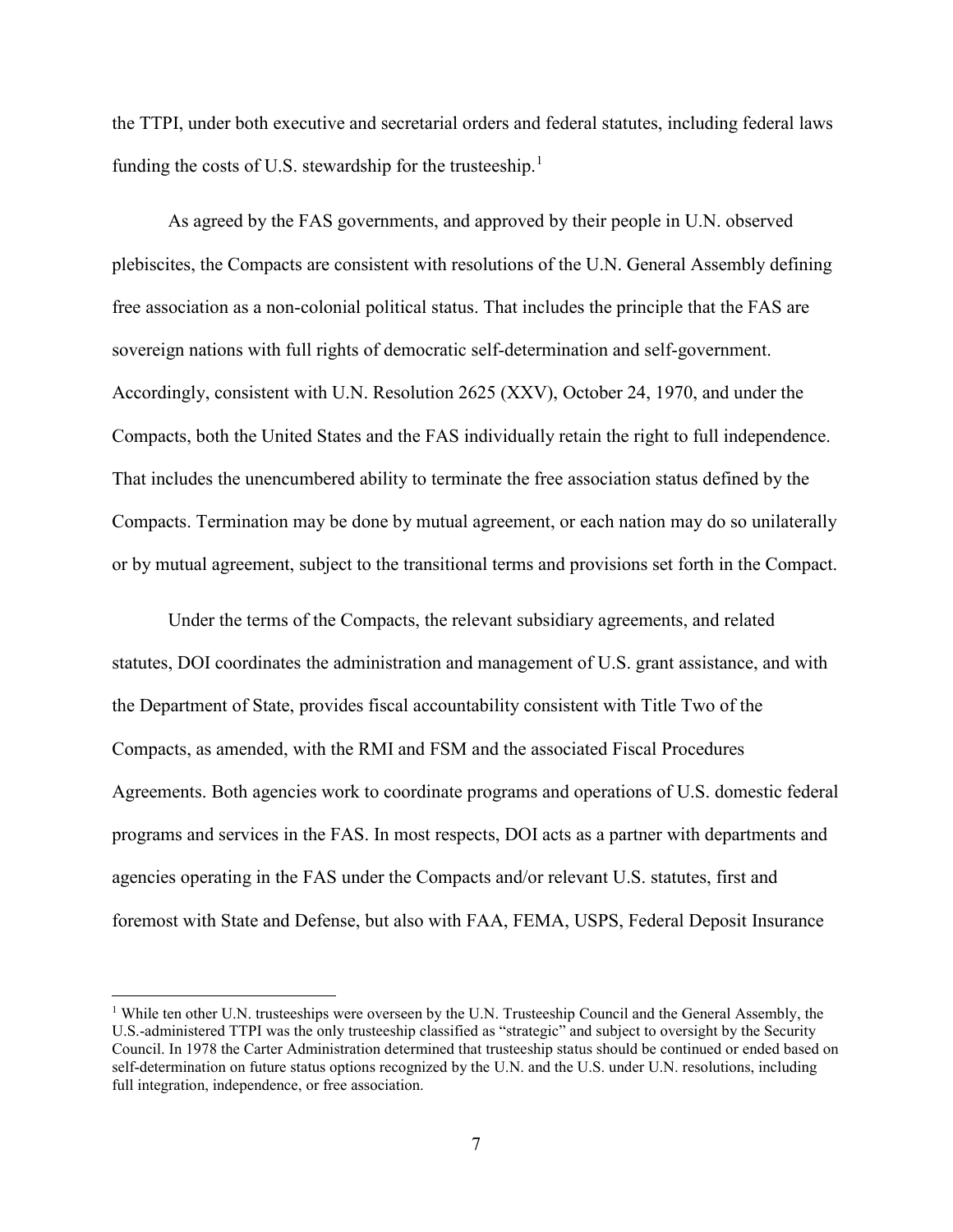the TTPI, under both executive and secretarial orders and federal statutes, including federal laws funding the costs of U.S. stewardship for the trusteeship.[1]

As agreed by the FAS governments, and approved by their people in U.N. observed plebiscites, the Compacts are consistent with resolutions of the U.N. General Assembly defining free association as a non-colonial political status. That includes the principle that the FAS are sovereign nations with full rights of democratic self-determination and self-government. Accordingly, consistent with U.N. Resolution 2625 (XXV), October 24, 1970, and under the Compacts, both the United States and the FAS individually retain the right to full independence. That includes the unencumbered ability to terminate the free association status defined by the Compacts. Termination may be done by mutual agreement, or each nation may do so unilaterally or by mutual agreement, subject to the transitional terms and provisions set forth in the Compact.

Under the terms of the Compacts, the relevant subsidiary agreements, and related statutes, DOI coordinates the administration and management of U.S. grant assistance, and with the Department of State, provides fiscal accountability consistent with Title Two of the Compacts, as amended, with the RMI and FSM and the associated Fiscal Procedures Agreements. Both agencies work to coordinate programs and operations of U.S. domestic federal programs and services in the FAS. In most respects, DOI acts as a partner with departments and agencies operating in the FAS under the Compacts and/or relevant U.S. statutes, first and foremost with State and Defense, but also with FAA, FEMA, USPS, Federal Deposit Insurance

[1] While ten other U.N. trusteeships were overseen by the U.N. Trusteeship Council and the General Assembly, the U.S.-administered TTPI was the only trusteeship classified as "strategic" and subject to oversight by the Security Council. In 1978 the Carter Administration determined that trusteeship status should be continued or ended based on self-determination on future status options recognized by the U.N. and the U.S. under U.N. resolutions, including full integration, independence, or free association.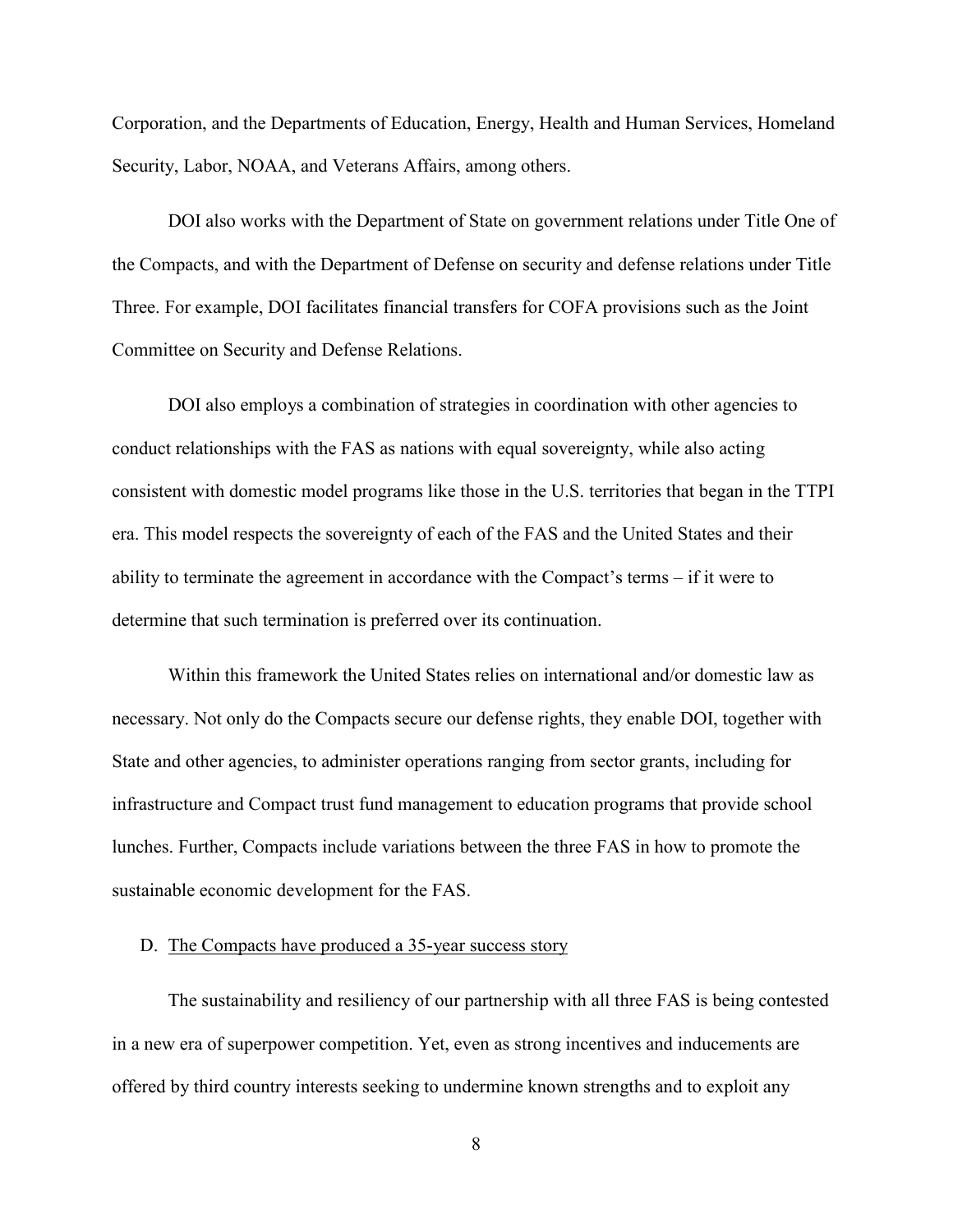Corporation, and the Departments of Education, Energy, Health and Human Services, Homeland Security, Labor, NOAA, and Veterans Affairs, among others.

DOI also works with the Department of State on government relations under Title One of the Compacts, and with the Department of Defense on security and defense relations under Title Three. For example, DOI facilitates financial transfers for COFA provisions such as the Joint Committee on Security and Defense Relations.

DOI also employs a combination of strategies in coordination with other agencies to conduct relationships with the FAS as nations with equal sovereignty, while also acting consistent with domestic model programs like those in the U.S. territories that began in the TTPI era. This model respects the sovereignty of each of the FAS and the United States and their ability to terminate the agreement in accordance with the Compact's terms – if it were to determine that such termination is preferred over its continuation.

Within this framework the United States relies on international and/or domestic law as necessary. Not only do the Compacts secure our defense rights, they enable DOI, together with State and other agencies, to administer operations ranging from sector grants, including for infrastructure and Compact trust fund management to education programs that provide school lunches. Further, Compacts include variations between the three FAS in how to promote the sustainable economic development for the FAS.

D. <u>The Compacts have produced a 35-year success story</u>

The sustainability and resiliency of our partnership with all three FAS is being contested in a new era of superpower competition. Yet, even as strong incentives and inducements are offered by third country interests seeking to undermine known strengths and to exploit any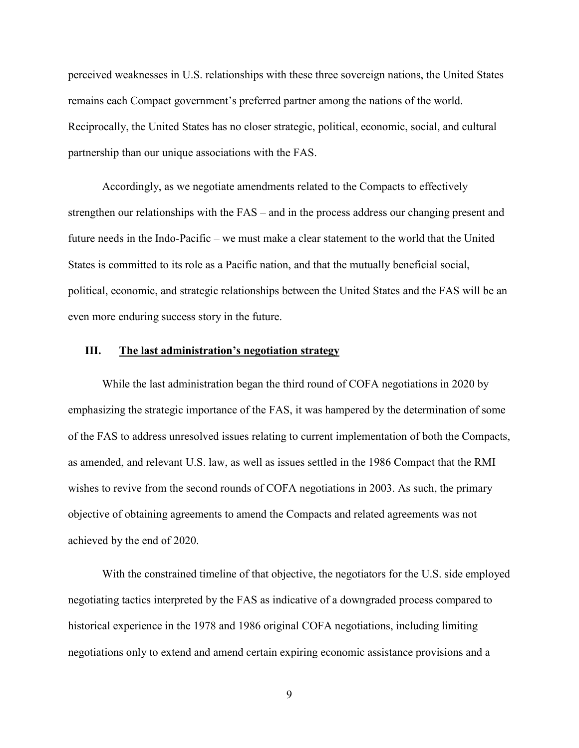perceived weaknesses in U.S. relationships with these three sovereign nations, the United States remains each Compact government's preferred partner among the nations of the world. Reciprocally, the United States has no closer strategic, political, economic, social, and cultural partnership than our unique associations with the FAS.

Accordingly, as we negotiate amendments related to the Compacts to effectively strengthen our relationships with the FAS – and in the process address our changing present and future needs in the Indo-Pacific – we must make a clear statement to the world that the United States is committed to its role as a Pacific nation, and that the mutually beneficial social, political, economic, and strategic relationships between the United States and the FAS will be an even more enduring success story in the future.

## III. The last administration's negotiation strategy

While the last administration began the third round of COFA negotiations in 2020 by emphasizing the strategic importance of the FAS, it was hampered by the determination of some of the FAS to address unresolved issues relating to current implementation of both the Compacts, as amended, and relevant U.S. law, as well as issues settled in the 1986 Compact that the RMI wishes to revive from the second rounds of COFA negotiations in 2003. As such, the primary objective of obtaining agreements to amend the Compacts and related agreements was not achieved by the end of 2020.

With the constrained timeline of that objective, the negotiators for the U.S. side employed negotiating tactics interpreted by the FAS as indicative of a downgraded process compared to historical experience in the 1978 and 1986 original COFA negotiations, including limiting negotiations only to extend and amend certain expiring economic assistance provisions and a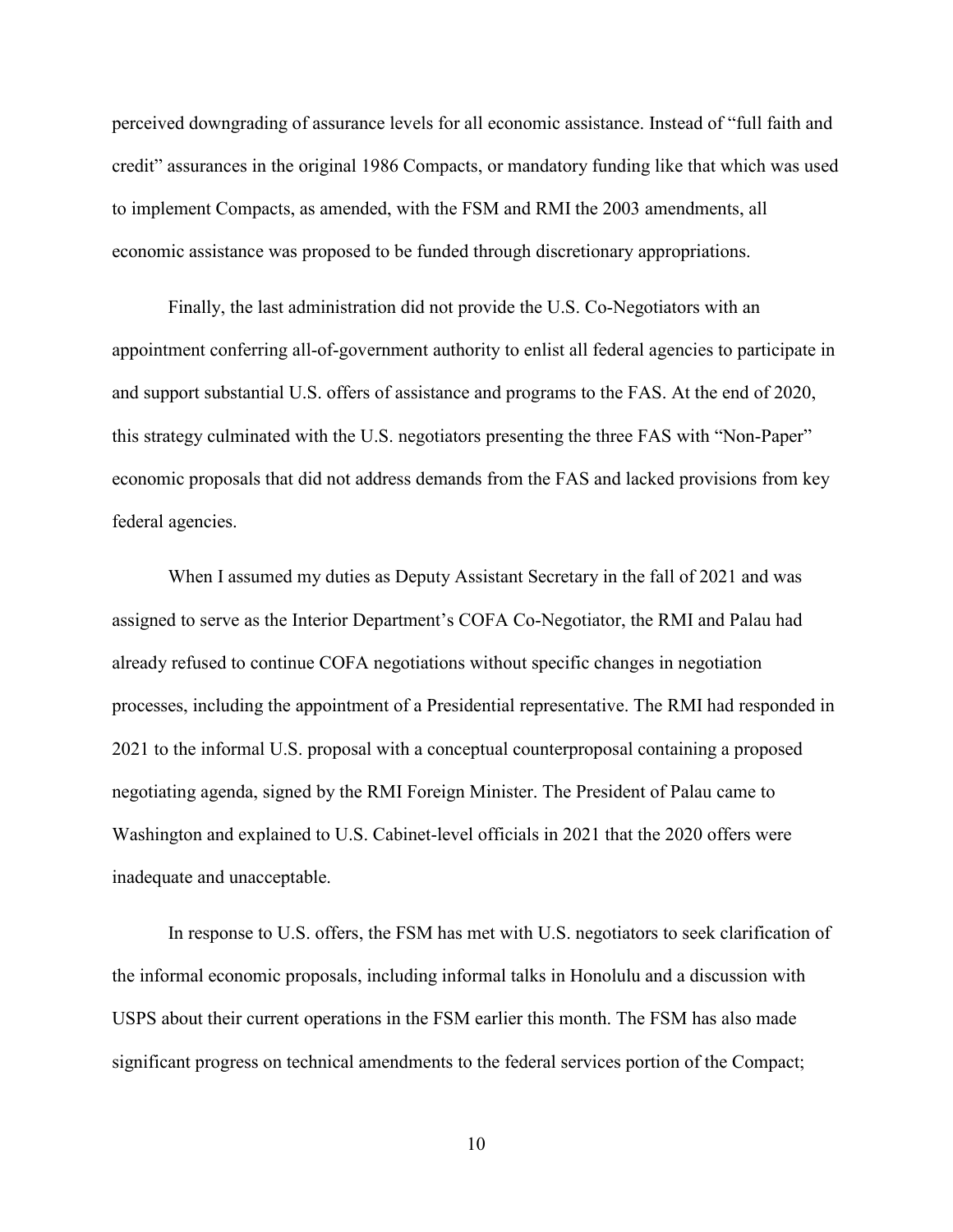perceived downgrading of assurance levels for all economic assistance. Instead of "full faith and credit" assurances in the original 1986 Compacts, or mandatory funding like that which was used to implement Compacts, as amended, with the FSM and RMI the 2003 amendments, all economic assistance was proposed to be funded through discretionary appropriations.

Finally, the last administration did not provide the U.S. Co-Negotiators with an appointment conferring all-of-government authority to enlist all federal agencies to participate in and support substantial U.S. offers of assistance and programs to the FAS. At the end of 2020, this strategy culminated with the U.S. negotiators presenting the three FAS with "Non-Paper" economic proposals that did not address demands from the FAS and lacked provisions from key federal agencies.

When I assumed my duties as Deputy Assistant Secretary in the fall of 2021 and was assigned to serve as the Interior Department's COFA Co-Negotiator, the RMI and Palau had already refused to continue COFA negotiations without specific changes in negotiation processes, including the appointment of a Presidential representative. The RMI had responded in 2021 to the informal U.S. proposal with a conceptual counterproposal containing a proposed negotiating agenda, signed by the RMI Foreign Minister. The President of Palau came to Washington and explained to U.S. Cabinet-level officials in 2021 that the 2020 offers were inadequate and unacceptable.

In response to U.S. offers, the FSM has met with U.S. negotiators to seek clarification of the informal economic proposals, including informal talks in Honolulu and a discussion with USPS about their current operations in the FSM earlier this month. The FSM has also made significant progress on technical amendments to the federal services portion of the Compact;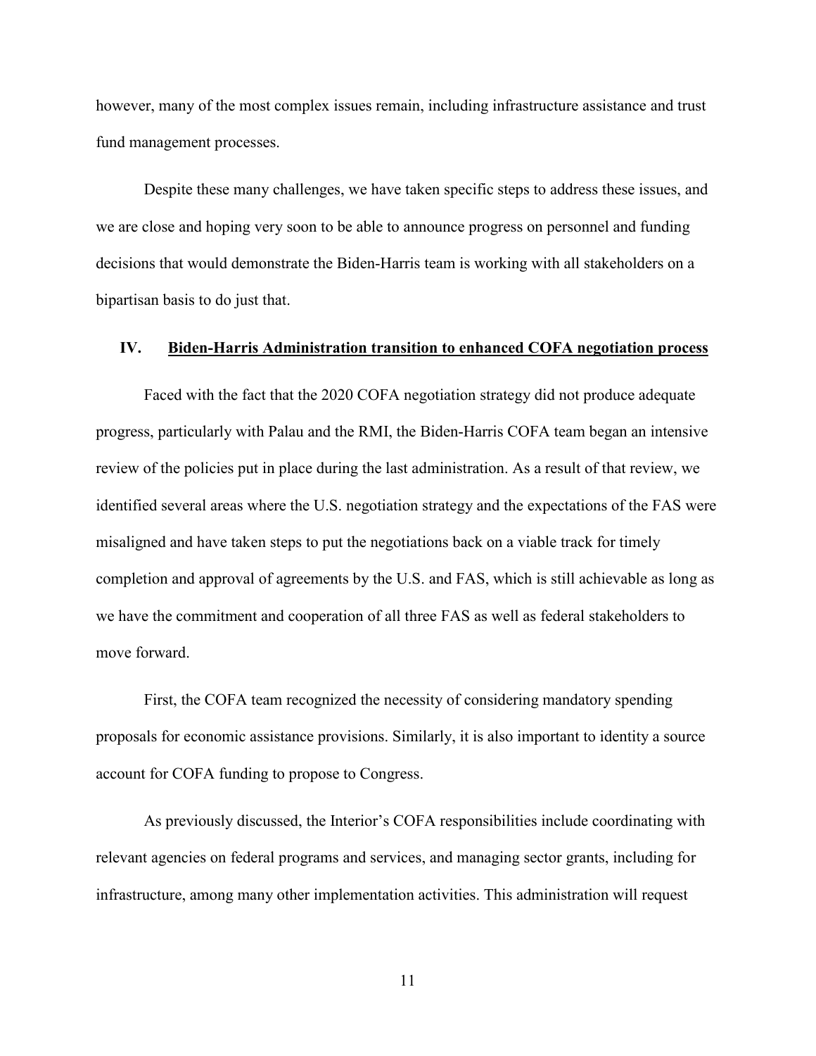however, many of the most complex issues remain, including infrastructure assistance and trust fund management processes.

Despite these many challenges, we have taken specific steps to address these issues, and we are close and hoping very soon to be able to announce progress on personnel and funding decisions that would demonstrate the Biden-Harris team is working with all stakeholders on a bipartisan basis to do just that.

## IV. Biden-Harris Administration transition to enhanced COFA negotiation process

Faced with the fact that the 2020 COFA negotiation strategy did not produce adequate progress, particularly with Palau and the RMI, the Biden-Harris COFA team began an intensive review of the policies put in place during the last administration. As a result of that review, we identified several areas where the U.S. negotiation strategy and the expectations of the FAS were misaligned and have taken steps to put the negotiations back on a viable track for timely completion and approval of agreements by the U.S. and FAS, which is still achievable as long as we have the commitment and cooperation of all three FAS as well as federal stakeholders to move forward.

First, the COFA team recognized the necessity of considering mandatory spending proposals for economic assistance provisions. Similarly, it is also important to identity a source account for COFA funding to propose to Congress.

As previously discussed, the Interior's COFA responsibilities include coordinating with relevant agencies on federal programs and services, and managing sector grants, including for infrastructure, among many other implementation activities. This administration will request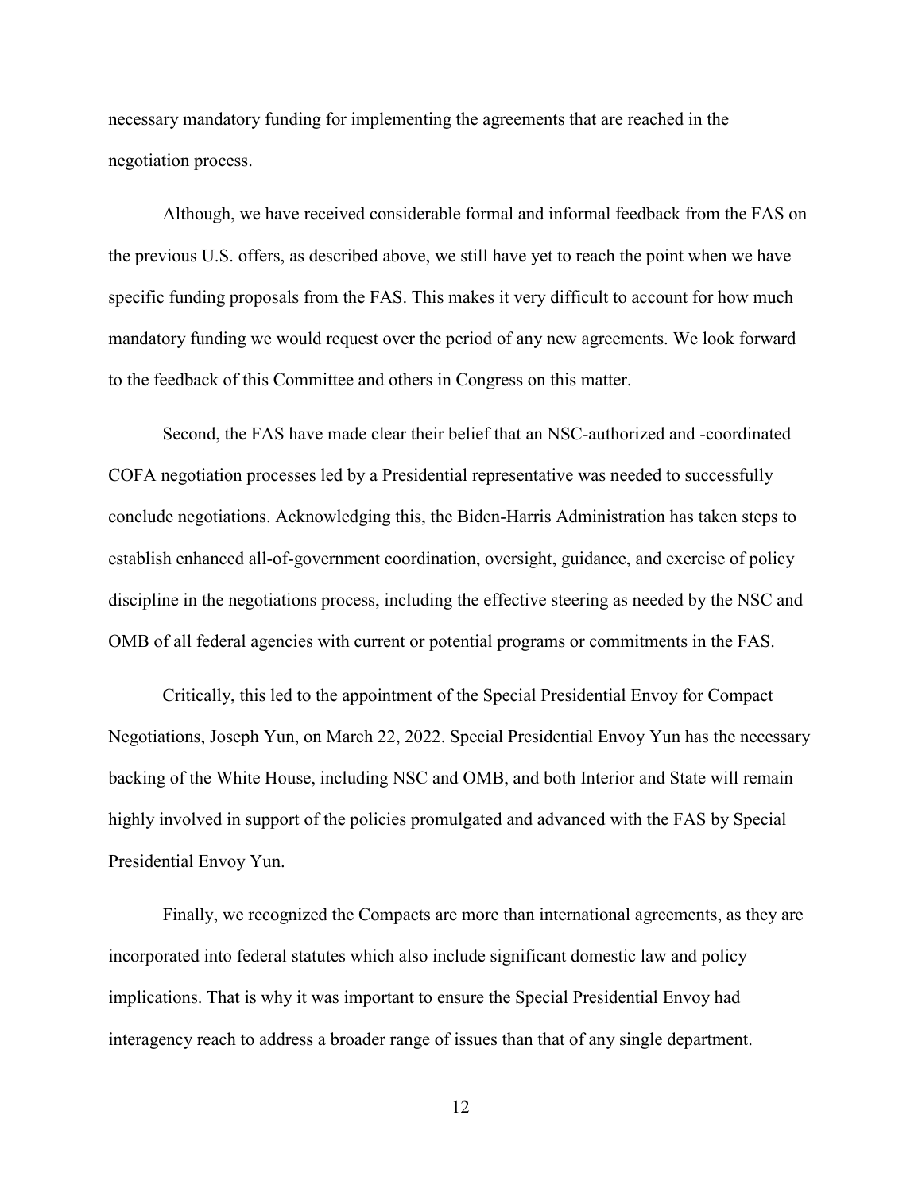necessary mandatory funding for implementing the agreements that are reached in the negotiation process.

Although, we have received considerable formal and informal feedback from the FAS on the previous U.S. offers, as described above, we still have yet to reach the point when we have specific funding proposals from the FAS. This makes it very difficult to account for how much mandatory funding we would request over the period of any new agreements. We look forward to the feedback of this Committee and others in Congress on this matter.

Second, the FAS have made clear their belief that an NSC-authorized and -coordinated COFA negotiation processes led by a Presidential representative was needed to successfully conclude negotiations. Acknowledging this, the Biden-Harris Administration has taken steps to establish enhanced all-of-government coordination, oversight, guidance, and exercise of policy discipline in the negotiations process, including the effective steering as needed by the NSC and OMB of all federal agencies with current or potential programs or commitments in the FAS.

Critically, this led to the appointment of the Special Presidential Envoy for Compact Negotiations, Joseph Yun, on March 22, 2022. Special Presidential Envoy Yun has the necessary backing of the White House, including NSC and OMB, and both Interior and State will remain highly involved in support of the policies promulgated and advanced with the FAS by Special Presidential Envoy Yun.

Finally, we recognized the Compacts are more than international agreements, as they are incorporated into federal statutes which also include significant domestic law and policy implications. That is why it was important to ensure the Special Presidential Envoy had interagency reach to address a broader range of issues than that of any single department.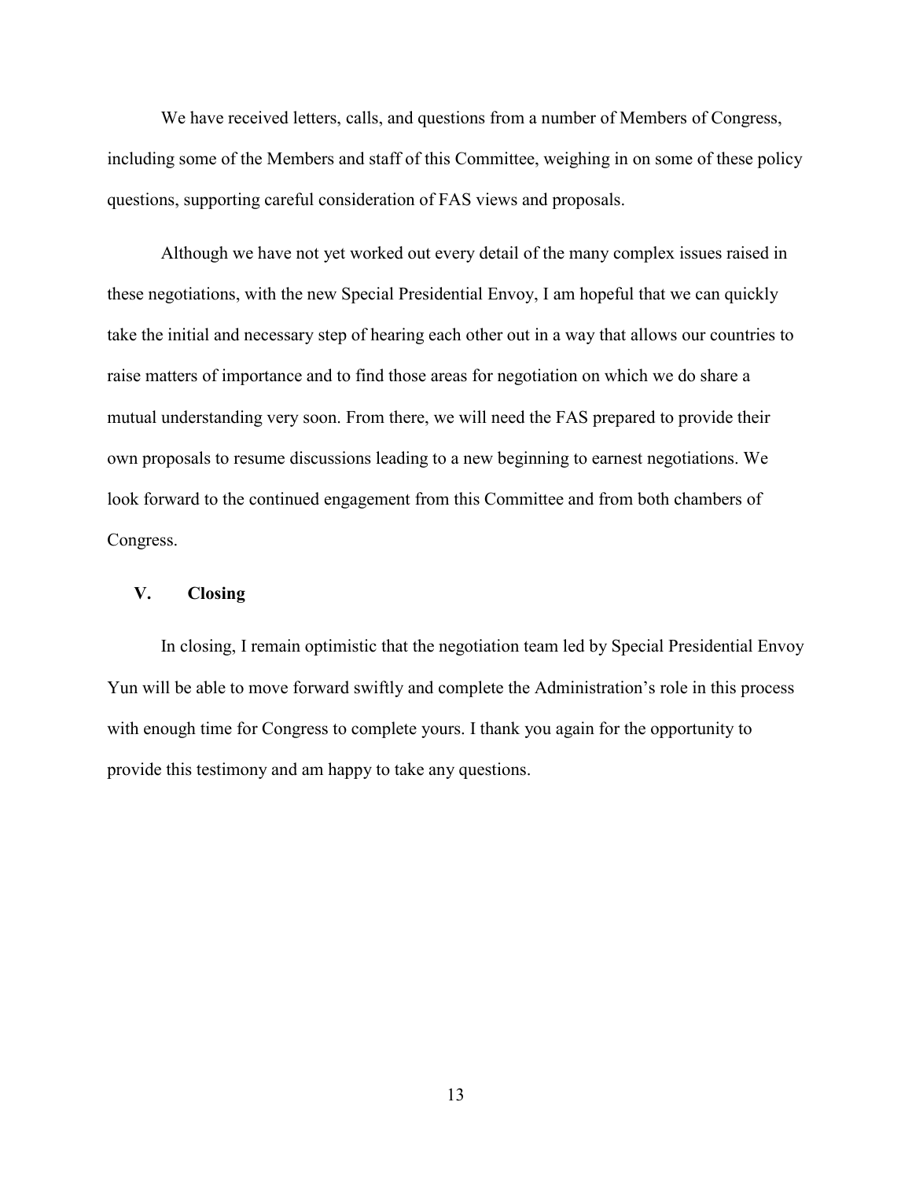We have received letters, calls, and questions from a number of Members of Congress, including some of the Members and staff of this Committee, weighing in on some of these policy questions, supporting careful consideration of FAS views and proposals.

Although we have not yet worked out every detail of the many complex issues raised in these negotiations, with the new Special Presidential Envoy, I am hopeful that we can quickly take the initial and necessary step of hearing each other out in a way that allows our countries to raise matters of importance and to find those areas for negotiation on which we do share a mutual understanding very soon. From there, we will need the FAS prepared to provide their own proposals to resume discussions leading to a new beginning to earnest negotiations. We look forward to the continued engagement from this Committee and from both chambers of Congress.

## V. Closing

In closing, I remain optimistic that the negotiation team led by Special Presidential Envoy Yun will be able to move forward swiftly and complete the Administration's role in this process with enough time for Congress to complete yours. I thank you again for the opportunity to provide this testimony and am happy to take any questions.